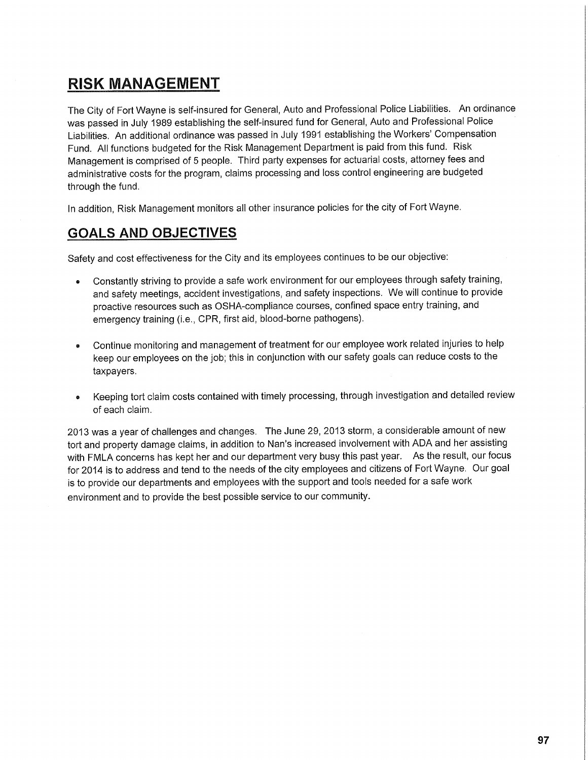## RISK MANAGEMENT

The City of Fort Wayne is self-insured for General, Auto and Professional Police Liabilities. An ordinance was passed in July 1989 establishing the self-insured fund for General, Auto and Professional Police Liabilities. An additional ordinance was passed in July 1991 establishing the Workers' Compensation Fund. All functions budgeted for the Risk Management Department is paid from this fund. Risk Management is comprised of 5 people. Third party expenses for actuarial costs, attorney fees and administrative costs for the program, claims processing and loss control engineering are budgeted through the fund.

In addition, Risk Management monitors all other insurance policies for the city of Fort Wayne.

## GOALS AND OBJECTIVES

Safety and cost effectiveness for the City and its employees continues to be our objective:

- Constantly striving to provide a safe work environment for our employees through safety training, and safety meetings, accident investigations, and safety inspections. We will continue to provide proactive resources such as OSHA-compliance courses, confined space entry training, and emergency training (i.e., CPR, first aid, blood-borne pathogens).
- Continue monitoring and management of treatment for our employee work related injuries to help keep our employees on the job; this in conjunction with our safety goals can reduce costs to the taxpayers.
- Keeping tort claim costs contained with timely processing, through investigation and detailed review of each claim.

2013 was a year of challenges and changes. The June 29, 2013 storm, a considerable amount of new tort and property damage claims, in addition to Nan's increased involvement with ADA and her assisting with FMLA concerns has kept her and our department very busy this past year. As the result, our focus for 2014 is to address and tend to the needs of the city employees and citizens of Fort Wayne. Our goal is to provide our departments and employees with the support and tools needed for a safe work environment and to provide the best possible service to our community.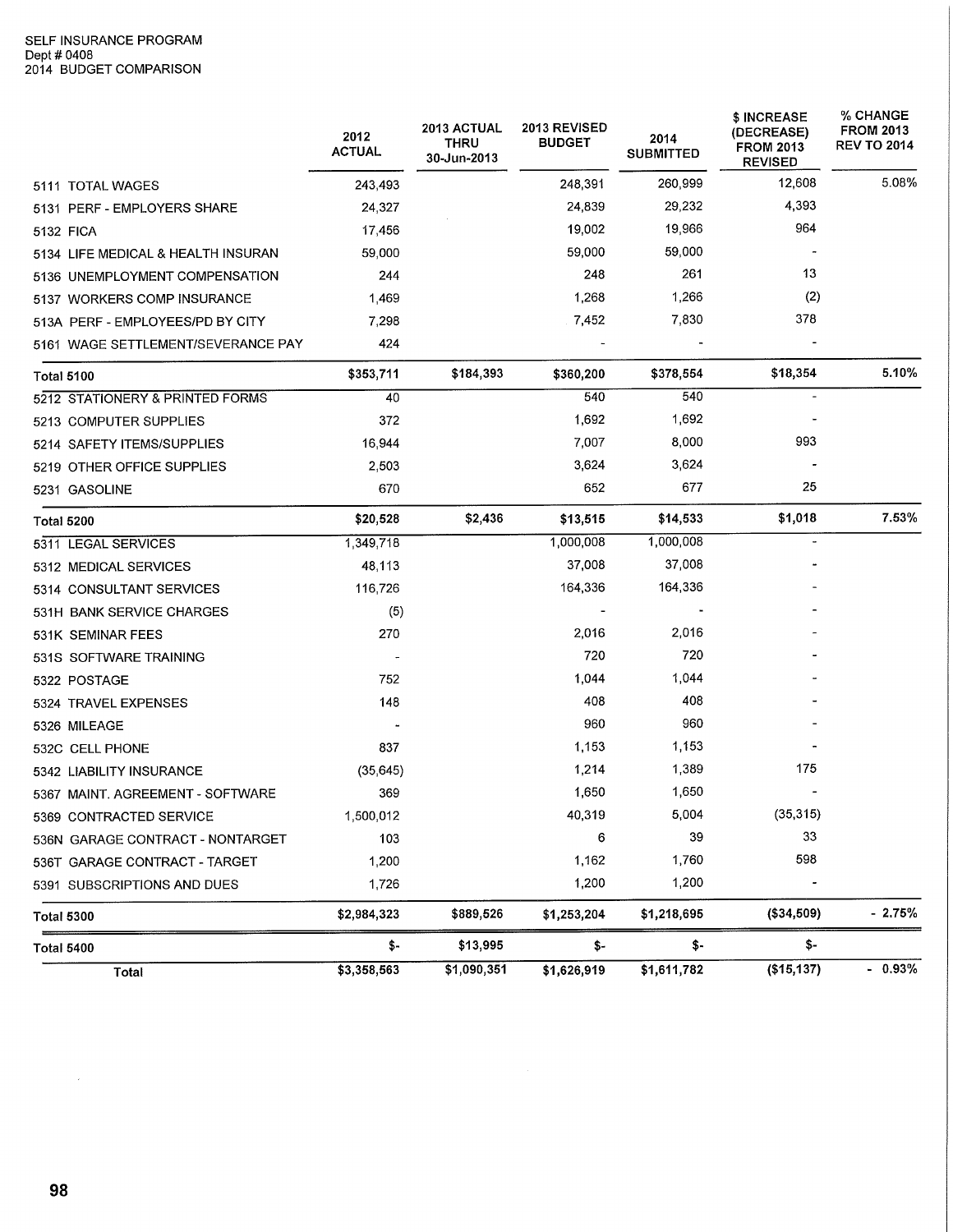SELF INSURANCE PROGRAM
Dept # 0408
2014 BUDGET COMPARISON

| | 2012 ACTUAL | 2013 ACTUAL THRU 30-Jun-2013 | 2013 REVISED BUDGET | 2014 SUBMITTED | $ INCREASE (DECREASE) FROM 2013 REVISED | % CHANGE FROM 2013 REV TO 2014 |
|---|---|---|---|---|---|---|
| 5111 TOTAL WAGES | 243,493 | | 248,391 | 260,999 | 12,608 | 5.08% |
| 5131 PERF - EMPLOYERS SHARE | 24,327 | | 24,839 | 29,232 | 4,393 | |
| 5132 FICA | 17,456 | | 19,002 | 19,966 | 964 | |
| 5134 LIFE MEDICAL & HEALTH INSURAN | 59,000 | | 59,000 | 59,000 | - | |
| 5136 UNEMPLOYMENT COMPENSATION | 244 | | 248 | 261 | 13 | |
| 5137 WORKERS COMP INSURANCE | 1,469 | | 1,268 | 1,266 | (2) | |
| 513A PERF - EMPLOYEES/PD BY CITY | 7,298 | | 7,452 | 7,830 | 378 | |
| 5161 WAGE SETTLEMENT/SEVERANCE PAY | 424 | | - | - | - | |
| **Total 5100** | **$353,711** | **$184,393** | **$360,200** | **$378,554** | **$18,354** | **5.10%** |
| 5212 STATIONERY & PRINTED FORMS | 40 | | 540 | 540 | - | |
| 5213 COMPUTER SUPPLIES | 372 | | 1,692 | 1,692 | - | |
| 5214 SAFETY ITEMS/SUPPLIES | 16,944 | | 7,007 | 8,000 | 993 | |
| 5219 OTHER OFFICE SUPPLIES | 2,503 | | 3,624 | 3,624 | - | |
| 5231 GASOLINE | 670 | | 652 | 677 | 25 | |
| **Total 5200** | **$20,528** | **$2,436** | **$13,515** | **$14,533** | **$1,018** | **7.53%** |
| 5311 LEGAL SERVICES | 1,349,718 | | 1,000,008 | 1,000,008 | - | |
| 5312 MEDICAL SERVICES | 48,113 | | 37,008 | 37,008 | - | |
| 5314 CONSULTANT SERVICES | 116,726 | | 164,336 | 164,336 | - | |
| 531H BANK SERVICE CHARGES | (5) | | - | - | - | |
| 531K SEMINAR FEES | 270 | | 2,016 | 2,016 | - | |
| 531S SOFTWARE TRAINING | - | | 720 | 720 | - | |
| 5322 POSTAGE | 752 | | 1,044 | 1,044 | - | |
| 5324 TRAVEL EXPENSES | 148 | | 408 | 408 | - | |
| 5326 MILEAGE | - | | 960 | 960 | - | |
| 532C CELL PHONE | 837 | | 1,153 | 1,153 | - | |
| 5342 LIABILITY INSURANCE | (35,645) | | 1,214 | 1,389 | 175 | |
| 5367 MAINT. AGREEMENT - SOFTWARE | 369 | | 1,650 | 1,650 | - | |
| 5369 CONTRACTED SERVICE | 1,500,012 | | 40,319 | 5,004 | (35,315) | |
| 536N GARAGE CONTRACT - NONTARGET | 103 | | 6 | 39 | 33 | |
| 536T GARAGE CONTRACT - TARGET | 1,200 | | 1,162 | 1,760 | 598 | |
| 5391 SUBSCRIPTIONS AND DUES | 1,726 | | 1,200 | 1,200 | - | |
| **Total 5300** | **$2,984,323** | **$889,526** | **$1,253,204** | **$1,218,695** | **($34,509)** | **- 2.75%** |
| **Total 5400** | **$-** | **$13,995** | **$-** | **$-** | **$-** | |
| **Total** | **$3,358,563** | **$1,090,351** | **$1,626,919** | **$1,611,782** | **($15,137)** | **- 0.93%** |